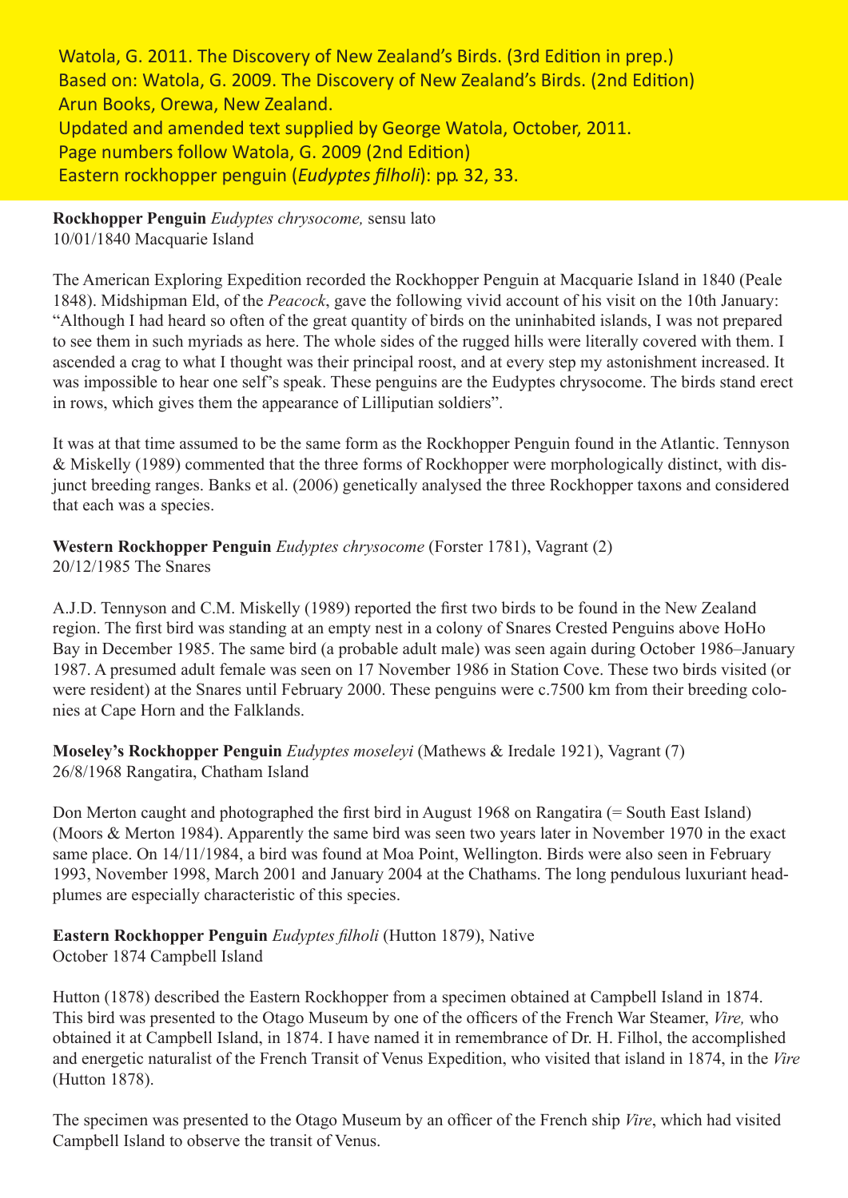Watola, G. 2011. The Discovery of New Zealand's Birds. (3rd Edition in prep.)
Based on: Watola, G. 2009. The Discovery of New Zealand's Birds. (2nd Edition)
Arun Books, Orewa, New Zealand.
Updated and amended text supplied by George Watola, October, 2011.
Page numbers follow Watola, G. 2009 (2nd Edition)
Eastern rockhopper penguin (*Eudyptes filholi*): pp. 32, 33.

**Rockhopper Penguin** *Eudyptes chrysocome,* sensu lato
10/01/1840 Macquarie Island

The American Exploring Expedition recorded the Rockhopper Penguin at Macquarie Island in 1840 (Peale 1848). Midshipman Eld, of the *Peacock*, gave the following vivid account of his visit on the 10th January: "Although I had heard so often of the great quantity of birds on the uninhabited islands, I was not prepared to see them in such myriads as here. The whole sides of the rugged hills were literally covered with them. I ascended a crag to what I thought was their principal roost, and at every step my astonishment increased. It was impossible to hear one self's speak. These penguins are the Eudyptes chrysocome. The birds stand erect in rows, which gives them the appearance of Lilliputian soldiers".

It was at that time assumed to be the same form as the Rockhopper Penguin found in the Atlantic. Tennyson & Miskelly (1989) commented that the three forms of Rockhopper were morphologically distinct, with disjunct breeding ranges. Banks et al. (2006) genetically analysed the three Rockhopper taxons and considered that each was a species.

**Western Rockhopper Penguin** *Eudyptes chrysocome* (Forster 1781), Vagrant (2)
20/12/1985 The Snares

A.J.D. Tennyson and C.M. Miskelly (1989) reported the first two birds to be found in the New Zealand region. The first bird was standing at an empty nest in a colony of Snares Crested Penguins above HoHo Bay in December 1985. The same bird (a probable adult male) was seen again during October 1986–January 1987. A presumed adult female was seen on 17 November 1986 in Station Cove. These two birds visited (or were resident) at the Snares until February 2000. These penguins were c.7500 km from their breeding colonies at Cape Horn and the Falklands.

**Moseley's Rockhopper Penguin** *Eudyptes moseleyi* (Mathews & Iredale 1921), Vagrant (7)
26/8/1968 Rangatira, Chatham Island

Don Merton caught and photographed the first bird in August 1968 on Rangatira (= South East Island) (Moors & Merton 1984). Apparently the same bird was seen two years later in November 1970 in the exact same place. On 14/11/1984, a bird was found at Moa Point, Wellington. Birds were also seen in February 1993, November 1998, March 2001 and January 2004 at the Chathams. The long pendulous luxuriant head-plumes are especially characteristic of this species.

**Eastern Rockhopper Penguin** *Eudyptes filholi* (Hutton 1879), Native
October 1874 Campbell Island

Hutton (1878) described the Eastern Rockhopper from a specimen obtained at Campbell Island in 1874. This bird was presented to the Otago Museum by one of the officers of the French War Steamer, *Vire,* who obtained it at Campbell Island, in 1874. I have named it in remembrance of Dr. H. Filhol, the accomplished and energetic naturalist of the French Transit of Venus Expedition, who visited that island in 1874, in the *Vire* (Hutton 1878).

The specimen was presented to the Otago Museum by an officer of the French ship *Vire*, which had visited Campbell Island to observe the transit of Venus.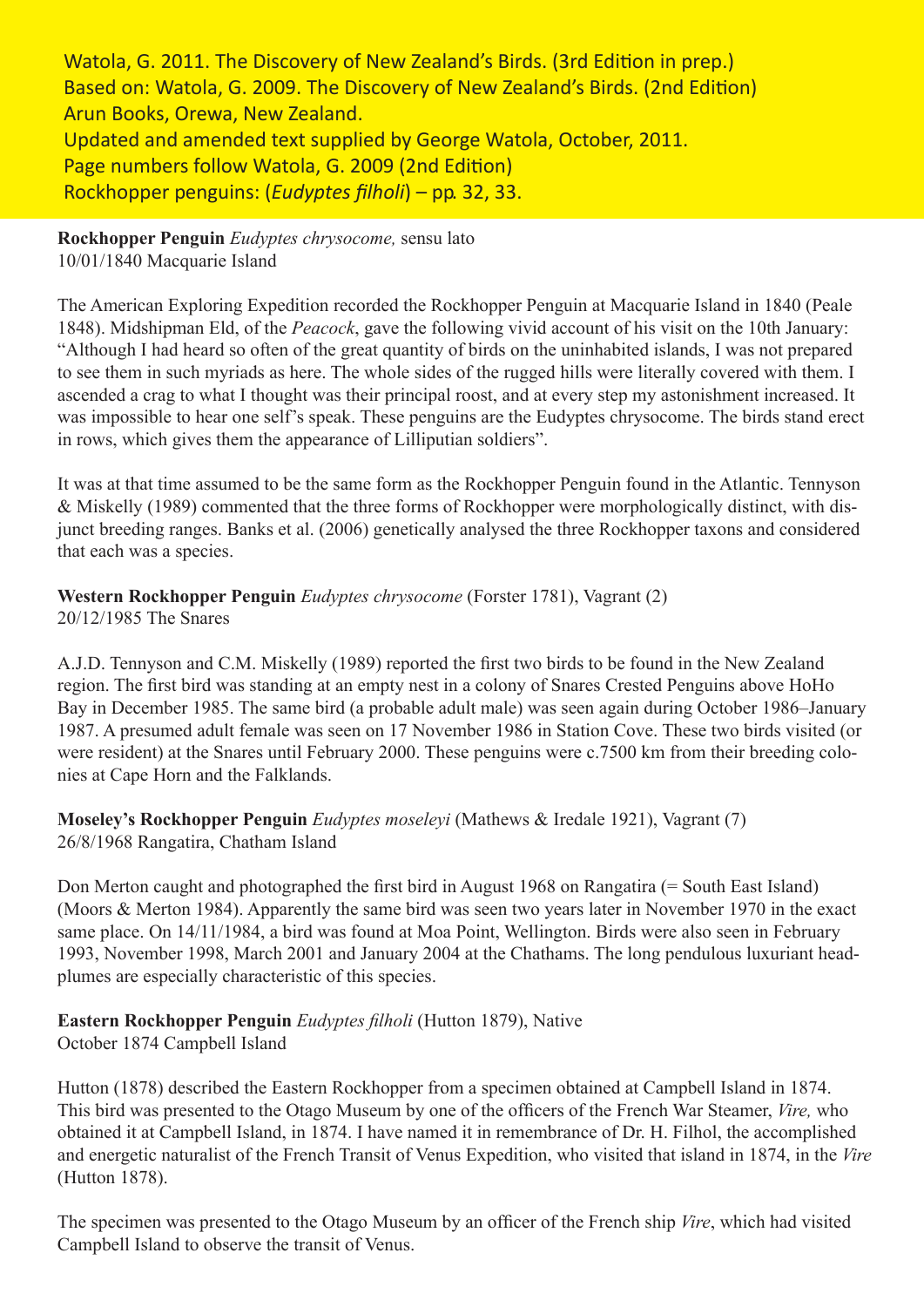Watola, G. 2011. The Discovery of New Zealand's Birds. (3rd Edition in prep.)
Based on: Watola, G. 2009. The Discovery of New Zealand's Birds. (2nd Edition)
Arun Books, Orewa, New Zealand.
Updated and amended text supplied by George Watola, October, 2011.
Page numbers follow Watola, G. 2009 (2nd Edition)
Rockhopper penguins: (*Eudyptes filholi*) – pp. 32, 33.

**Rockhopper Penguin** *Eudyptes chrysocome,* sensu lato
10/01/1840 Macquarie Island

The American Exploring Expedition recorded the Rockhopper Penguin at Macquarie Island in 1840 (Peale 1848). Midshipman Eld, of the *Peacock*, gave the following vivid account of his visit on the 10th January: "Although I had heard so often of the great quantity of birds on the uninhabited islands, I was not prepared to see them in such myriads as here. The whole sides of the rugged hills were literally covered with them. I ascended a crag to what I thought was their principal roost, and at every step my astonishment increased. It was impossible to hear one self's speak. These penguins are the Eudyptes chrysocome. The birds stand erect in rows, which gives them the appearance of Lilliputian soldiers".

It was at that time assumed to be the same form as the Rockhopper Penguin found in the Atlantic. Tennyson & Miskelly (1989) commented that the three forms of Rockhopper were morphologically distinct, with disjunct breeding ranges. Banks et al. (2006) genetically analysed the three Rockhopper taxons and considered that each was a species.

**Western Rockhopper Penguin** *Eudyptes chrysocome* (Forster 1781), Vagrant (2)
20/12/1985 The Snares

A.J.D. Tennyson and C.M. Miskelly (1989) reported the first two birds to be found in the New Zealand region. The first bird was standing at an empty nest in a colony of Snares Crested Penguins above HoHo Bay in December 1985. The same bird (a probable adult male) was seen again during October 1986–January 1987. A presumed adult female was seen on 17 November 1986 in Station Cove. These two birds visited (or were resident) at the Snares until February 2000. These penguins were c.7500 km from their breeding colonies at Cape Horn and the Falklands.

**Moseley's Rockhopper Penguin** *Eudyptes moseleyi* (Mathews & Iredale 1921), Vagrant (7)
26/8/1968 Rangatira, Chatham Island

Don Merton caught and photographed the first bird in August 1968 on Rangatira (= South East Island) (Moors & Merton 1984). Apparently the same bird was seen two years later in November 1970 in the exact same place. On 14/11/1984, a bird was found at Moa Point, Wellington. Birds were also seen in February 1993, November 1998, March 2001 and January 2004 at the Chathams. The long pendulous luxuriant head-plumes are especially characteristic of this species.

**Eastern Rockhopper Penguin** *Eudyptes filholi* (Hutton 1879), Native
October 1874 Campbell Island

Hutton (1878) described the Eastern Rockhopper from a specimen obtained at Campbell Island in 1874. This bird was presented to the Otago Museum by one of the officers of the French War Steamer, *Vire,* who obtained it at Campbell Island, in 1874. I have named it in remembrance of Dr. H. Filhol, the accomplished and energetic naturalist of the French Transit of Venus Expedition, who visited that island in 1874, in the *Vire* (Hutton 1878).

The specimen was presented to the Otago Museum by an officer of the French ship *Vire*, which had visited Campbell Island to observe the transit of Venus.